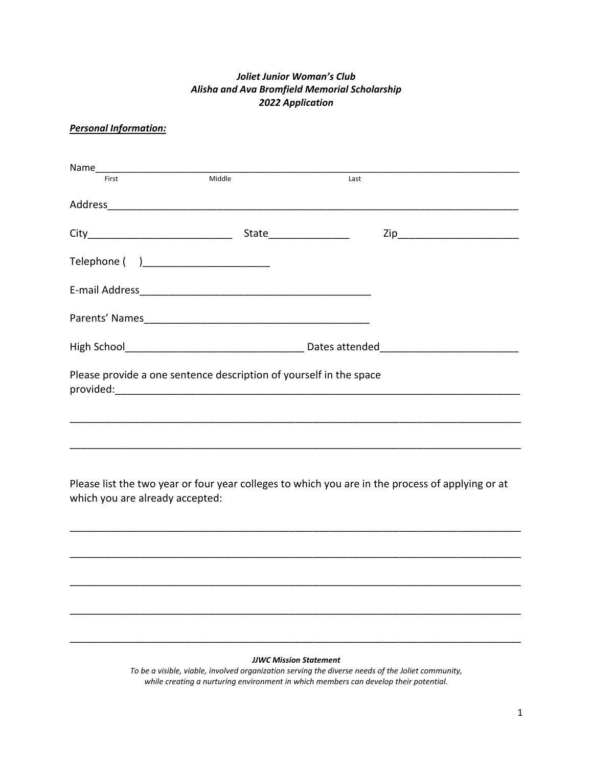***Joliet Junior Woman's Club***
***Alisha and Ava Bromfield Memorial Scholarship***
***2022 Application***

***Personal Information:***

Name_______________________________________________________________________________
First Middle Last

Address_____________________________________________________________________________

City_________________________ State______________ Zip_____________________

Telephone (    )______________________

E-mail Address________________________________________

Parents' Names_______________________________________

High School______________________________ Dates attended_______________________

Please provide a one sentence description of yourself in the space provided:_________________________________________________________________________

_____________________________________________________________________________

_____________________________________________________________________________

Please list the two year or four year colleges to which you are in the process of applying or at which you are already accepted:

_____________________________________________________________________________

_____________________________________________________________________________

_____________________________________________________________________________

_____________________________________________________________________________

_____________________________________________________________________________

***JJWC Mission Statement***

*To be a visible, viable, involved organization serving the diverse needs of the Joliet community, while creating a nurturing environment in which members can develop their potential.*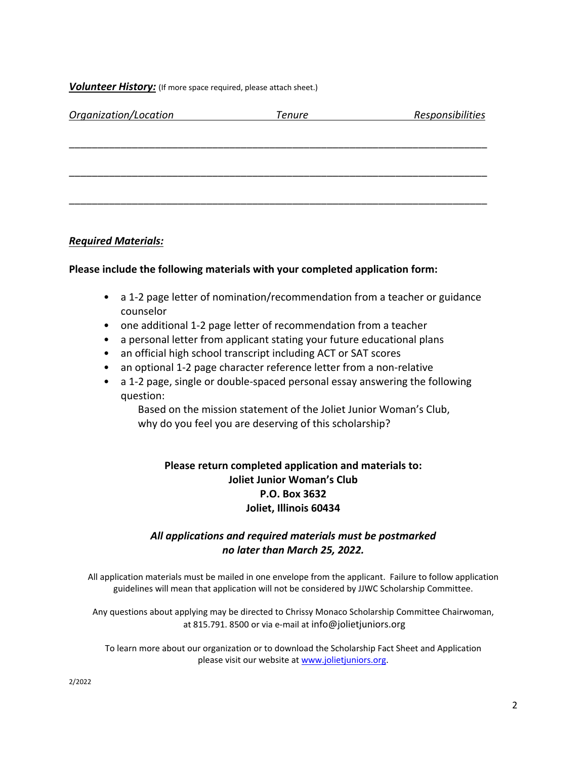***Volunteer History:*** (If more space required, please attach sheet.)

| *Organization/Location* | *Tenure* | *Responsibilities* |
| --- | --- | --- |
| | | |
| | | |
| | | |

***Required Materials:***

**Please include the following materials with your completed application form:**

- a 1-2 page letter of nomination/recommendation from a teacher or guidance counselor
- one additional 1-2 page letter of recommendation from a teacher
- a personal letter from applicant stating your future educational plans
- an official high school transcript including ACT or SAT scores
- an optional 1-2 page character reference letter from a non-relative
- a 1-2 page, single or double-spaced personal essay answering the following question:
  Based on the mission statement of the Joliet Junior Woman's Club, why do you feel you are deserving of this scholarship?

**Please return completed application and materials to:**
**Joliet Junior Woman's Club**
**P.O. Box 3632**
**Joliet, Illinois 60434**

***All applications and required materials must be postmarked no later than March 25, 2022.***

All application materials must be mailed in one envelope from the applicant. Failure to follow application guidelines will mean that application will not be considered by JJWC Scholarship Committee.

Any questions about applying may be directed to Chrissy Monaco Scholarship Committee Chairwoman, at 815.791. 8500 or via e-mail at info@jolietjuniors.org

To learn more about our organization or to download the Scholarship Fact Sheet and Application please visit our website at www.jolietjuniors.org.

2/2022